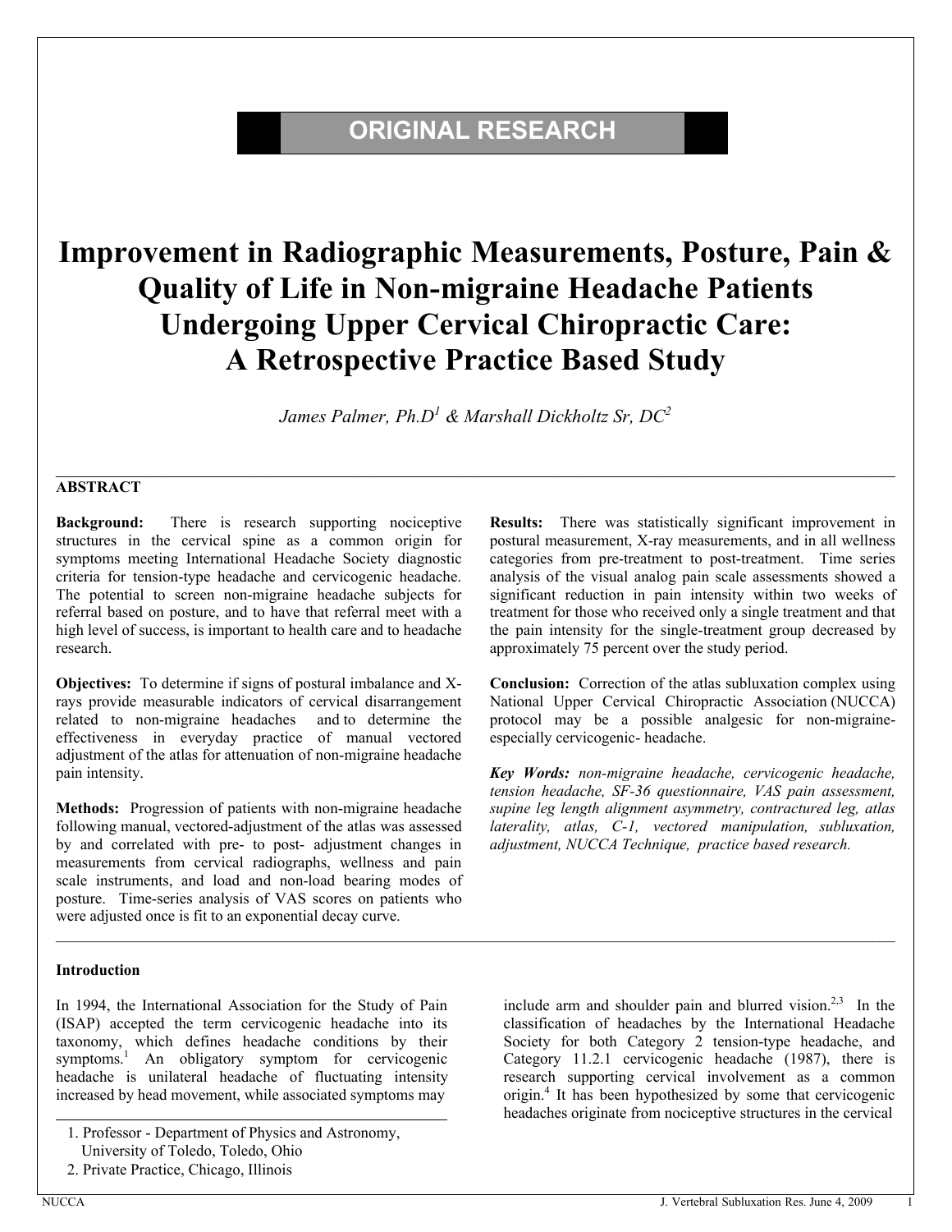ORIGINAL RESEARCH

# Improvement in Radiographic Measurements, Posture, Pain & Quality of Life in Non-migraine Headache Patients Undergoing Upper Cervical Chiropractic Care: A Retrospective Practice Based Study

*James Palmer, Ph.D[1] & Marshall Dickholtz Sr, DC[2]*

## ABSTRACT

**Background:** There is research supporting nociceptive structures in the cervical spine as a common origin for symptoms meeting International Headache Society diagnostic criteria for tension-type headache and cervicogenic headache. The potential to screen non-migraine headache subjects for referral based on posture, and to have that referral meet with a high level of success, is important to health care and to headache research.

**Objectives:** To determine if signs of postural imbalance and X-rays provide measurable indicators of cervical disarrangement related to non-migraine headaches and to determine the effectiveness in everyday practice of manual vectored adjustment of the atlas for attenuation of non-migraine headache pain intensity.

**Methods:** Progression of patients with non-migraine headache following manual, vectored-adjustment of the atlas was assessed by and correlated with pre- to post- adjustment changes in measurements from cervical radiographs, wellness and pain scale instruments, and load and non-load bearing modes of posture. Time-series analysis of VAS scores on patients who were adjusted once is fit to an exponential decay curve.

**Results:** There was statistically significant improvement in postural measurement, X-ray measurements, and in all wellness categories from pre-treatment to post-treatment. Time series analysis of the visual analog pain scale assessments showed a significant reduction in pain intensity within two weeks of treatment for those who received only a single treatment and that the pain intensity for the single-treatment group decreased by approximately 75 percent over the study period.

**Conclusion:** Correction of the atlas subluxation complex using National Upper Cervical Chiropractic Association (NUCCA) protocol may be a possible analgesic for non-migraine- especially cervicogenic- headache.

***Key Words:*** *non-migraine headache, cervicogenic headache, tension headache, SF-36 questionnaire, VAS pain assessment, supine leg length alignment asymmetry, contractured leg, atlas laterality, atlas, C-1, vectored manipulation, subluxation, adjustment, NUCCA Technique, practice based research.*

## Introduction

In 1994, the International Association for the Study of Pain (ISAP) accepted the term cervicogenic headache into its taxonomy, which defines headache conditions by their symptoms.[1] An obligatory symptom for cervicogenic headache is unilateral headache of fluctuating intensity increased by head movement, while associated symptoms may include arm and shoulder pain and blurred vision.[2,3] In the classification of headaches by the International Headache Society for both Category 2 tension-type headache, and Category 11.2.1 cervicogenic headache (1987), there is research supporting cervical involvement as a common origin.[4] It has been hypothesized by some that cervicogenic headaches originate from nociceptive structures in the cervical

1. Professor - Department of Physics and Astronomy, University of Toledo, Toledo, Ohio
2. Private Practice, Chicago, Illinois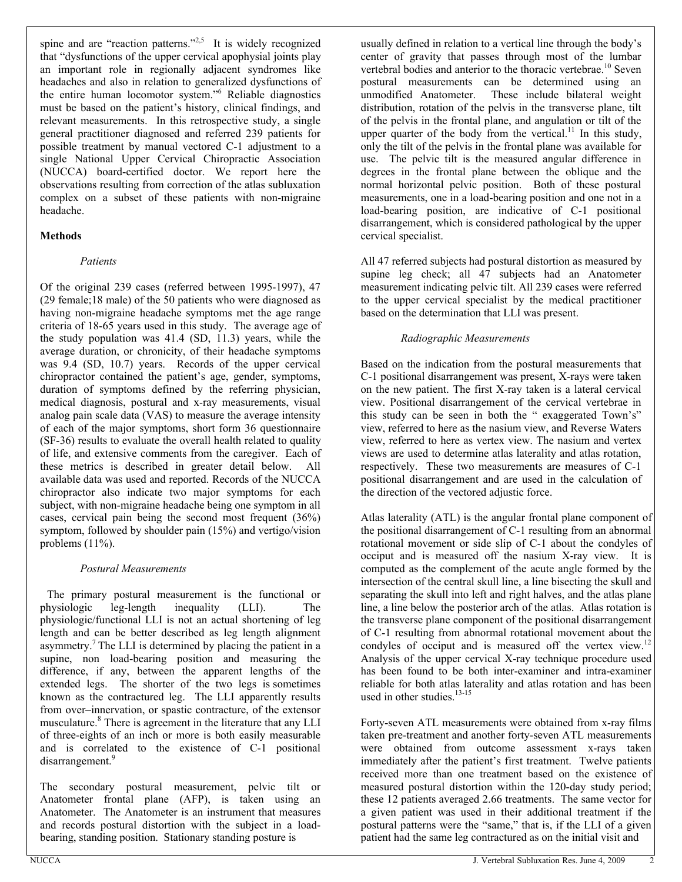spine and are "reaction patterns."[2,5] It is widely recognized that "dysfunctions of the upper cervical apophysial joints play an important role in regionally adjacent syndromes like headaches and also in relation to generalized dysfunctions of the entire human locomotor system."[6] Reliable diagnostics must be based on the patient's history, clinical findings, and relevant measurements. In this retrospective study, a single general practitioner diagnosed and referred 239 patients for possible treatment by manual vectored C-1 adjustment to a single National Upper Cervical Chiropractic Association (NUCCA) board-certified doctor. We report here the observations resulting from correction of the atlas subluxation complex on a subset of these patients with non-migraine headache.

## Methods

### *Patients*

Of the original 239 cases (referred between 1995-1997), 47 (29 female;18 male) of the 50 patients who were diagnosed as having non-migraine headache symptoms met the age range criteria of 18-65 years used in this study. The average age of the study population was 41.4 (SD, 11.3) years, while the average duration, or chronicity, of their headache symptoms was 9.4 (SD, 10.7) years. Records of the upper cervical chiropractor contained the patient's age, gender, symptoms, duration of symptoms defined by the referring physician, medical diagnosis, postural and x-ray measurements, visual analog pain scale data (VAS) to measure the average intensity of each of the major symptoms, short form 36 questionnaire (SF-36) results to evaluate the overall health related to quality of life, and extensive comments from the caregiver. Each of these metrics is described in greater detail below. All available data was used and reported. Records of the NUCCA chiropractor also indicate two major symptoms for each subject, with non-migraine headache being one symptom in all cases, cervical pain being the second most frequent (36%) symptom, followed by shoulder pain (15%) and vertigo/vision problems (11%).

### *Postural Measurements*

The primary postural measurement is the functional or physiologic leg-length inequality (LLI). The physiologic/functional LLI is not an actual shortening of leg length and can be better described as leg length alignment asymmetry.[7] The LLI is determined by placing the patient in a supine, non load-bearing position and measuring the difference, if any, between the apparent lengths of the extended legs. The shorter of the two legs is sometimes known as the contractured leg. The LLI apparently results from over–innervation, or spastic contracture, of the extensor musculature.[8] There is agreement in the literature that any LLI of three-eighths of an inch or more is both easily measurable and is correlated to the existence of C-1 positional disarrangement.[9]

The secondary postural measurement, pelvic tilt or Anatometer frontal plane (AFP), is taken using an Anatometer. The Anatometer is an instrument that measures and records postural distortion with the subject in a load-bearing, standing position. Stationary standing posture is usually defined in relation to a vertical line through the body's center of gravity that passes through most of the lumbar vertebral bodies and anterior to the thoracic vertebrae.[10] Seven postural measurements can be determined using an unmodified Anatometer. These include bilateral weight distribution, rotation of the pelvis in the transverse plane, tilt of the pelvis in the frontal plane, and angulation or tilt of the upper quarter of the body from the vertical.[11] In this study, only the tilt of the pelvis in the frontal plane was available for use. The pelvic tilt is the measured angular difference in degrees in the frontal plane between the oblique and the normal horizontal pelvic position. Both of these postural measurements, one in a load-bearing position and one not in a load-bearing position, are indicative of C-1 positional disarrangement, which is considered pathological by the upper cervical specialist.

All 47 referred subjects had postural distortion as measured by supine leg check; all 47 subjects had an Anatometer measurement indicating pelvic tilt. All 239 cases were referred to the upper cervical specialist by the medical practitioner based on the determination that LLI was present.

### *Radiographic Measurements*

Based on the indication from the postural measurements that C-1 positional disarrangement was present, X-rays were taken on the new patient. The first X-ray taken is a lateral cervical view. Positional disarrangement of the cervical vertebrae in this study can be seen in both the " exaggerated Town's" view, referred to here as the nasium view, and Reverse Waters view, referred to here as vertex view. The nasium and vertex views are used to determine atlas laterality and atlas rotation, respectively. These two measurements are measures of C-1 positional disarrangement and are used in the calculation of the direction of the vectored adjustic force.

Atlas laterality (ATL) is the angular frontal plane component of the positional disarrangement of C-1 resulting from an abnormal rotational movement or side slip of C-1 about the condyles of occiput and is measured off the nasium X-ray view. It is computed as the complement of the acute angle formed by the intersection of the central skull line, a line bisecting the skull and separating the skull into left and right halves, and the atlas plane line, a line below the posterior arch of the atlas. Atlas rotation is the transverse plane component of the positional disarrangement of C-1 resulting from abnormal rotational movement about the condyles of occiput and is measured off the vertex view.[12] Analysis of the upper cervical X-ray technique procedure used has been found to be both inter-examiner and intra-examiner reliable for both atlas laterality and atlas rotation and has been used in other studies.[13-15]

Forty-seven ATL measurements were obtained from x-ray films taken pre-treatment and another forty-seven ATL measurements were obtained from outcome assessment x-rays taken immediately after the patient's first treatment. Twelve patients received more than one treatment based on the existence of measured postural distortion within the 120-day study period; these 12 patients averaged 2.66 treatments. The same vector for a given patient was used in their additional treatment if the postural patterns were the "same," that is, if the LLI of a given patient had the same leg contractured as on the initial visit and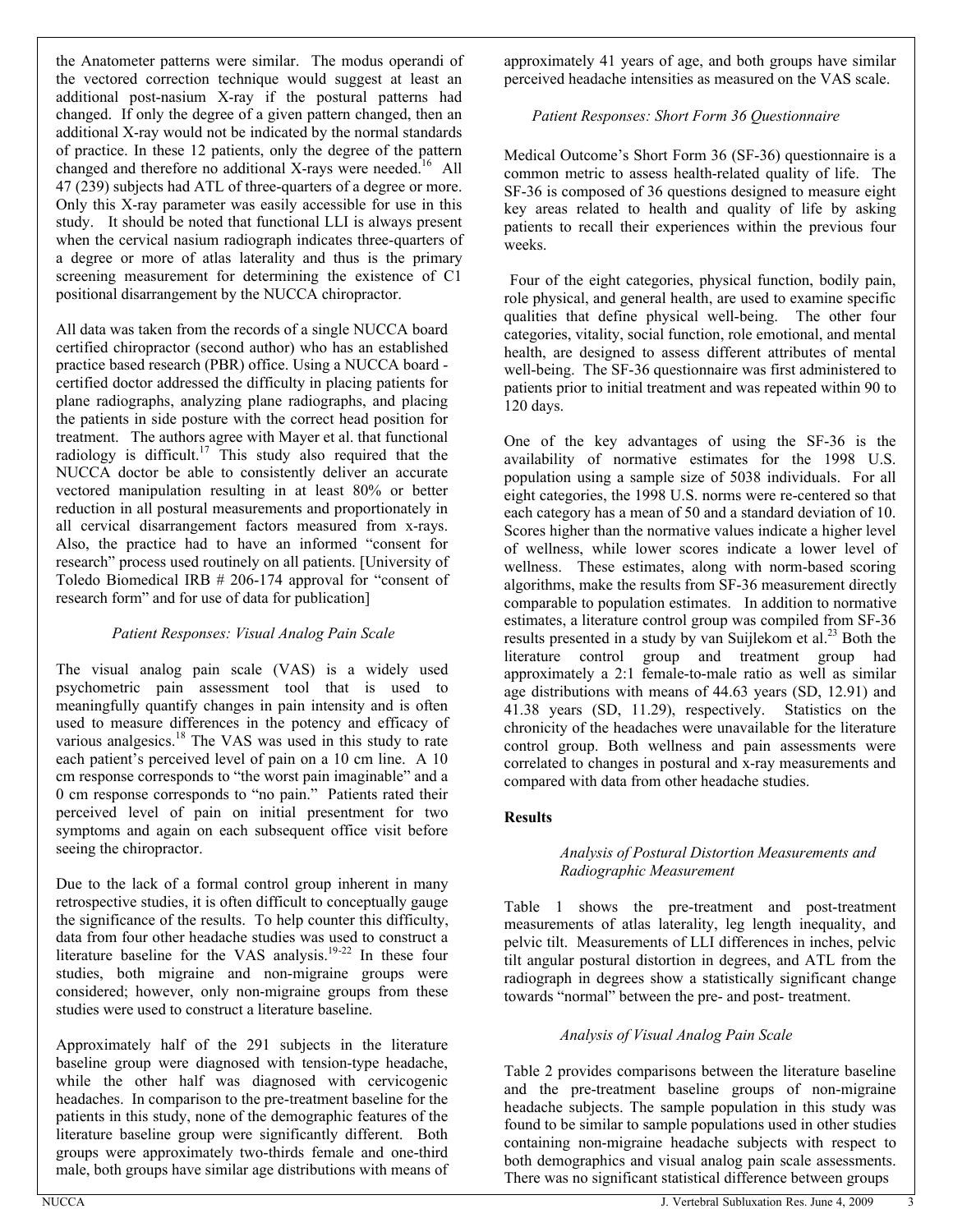the Anatometer patterns were similar. The modus operandi of the vectored correction technique would suggest at least an additional post-nasium X-ray if the postural patterns had changed. If only the degree of a given pattern changed, then an additional X-ray would not be indicated by the normal standards of practice. In these 12 patients, only the degree of the pattern changed and therefore no additional X-rays were needed.[16] All 47 (239) subjects had ATL of three-quarters of a degree or more. Only this X-ray parameter was easily accessible for use in this study. It should be noted that functional LLI is always present when the cervical nasium radiograph indicates three-quarters of a degree or more of atlas laterality and thus is the primary screening measurement for determining the existence of C1 positional disarrangement by the NUCCA chiropractor.

All data was taken from the records of a single NUCCA board certified chiropractor (second author) who has an established practice based research (PBR) office. Using a NUCCA board - certified doctor addressed the difficulty in placing patients for plane radiographs, analyzing plane radiographs, and placing the patients in side posture with the correct head position for treatment. The authors agree with Mayer et al. that functional radiology is difficult.[17] This study also required that the NUCCA doctor be able to consistently deliver an accurate vectored manipulation resulting in at least 80% or better reduction in all postural measurements and proportionately in all cervical disarrangement factors measured from x-rays. Also, the practice had to have an informed "consent for research" process used routinely on all patients. [University of Toledo Biomedical IRB # 206-174 approval for "consent of research form" and for use of data for publication]

*Patient Responses: Visual Analog Pain Scale*

The visual analog pain scale (VAS) is a widely used psychometric pain assessment tool that is used to meaningfully quantify changes in pain intensity and is often used to measure differences in the potency and efficacy of various analgesics.[18] The VAS was used in this study to rate each patient's perceived level of pain on a 10 cm line. A 10 cm response corresponds to "the worst pain imaginable" and a 0 cm response corresponds to "no pain." Patients rated their perceived level of pain on initial presentment for two symptoms and again on each subsequent office visit before seeing the chiropractor.

Due to the lack of a formal control group inherent in many retrospective studies, it is often difficult to conceptually gauge the significance of the results. To help counter this difficulty, data from four other headache studies was used to construct a literature baseline for the VAS analysis.[19-22] In these four studies, both migraine and non-migraine groups were considered; however, only non-migraine groups from these studies were used to construct a literature baseline.

Approximately half of the 291 subjects in the literature baseline group were diagnosed with tension-type headache, while the other half was diagnosed with cervicogenic headaches. In comparison to the pre-treatment baseline for the patients in this study, none of the demographic features of the literature baseline group were significantly different. Both groups were approximately two-thirds female and one-third male, both groups have similar age distributions with means of approximately 41 years of age, and both groups have similar perceived headache intensities as measured on the VAS scale.

*Patient Responses: Short Form 36 Questionnaire*

Medical Outcome's Short Form 36 (SF-36) questionnaire is a common metric to assess health-related quality of life. The SF-36 is composed of 36 questions designed to measure eight key areas related to health and quality of life by asking patients to recall their experiences within the previous four weeks.

Four of the eight categories, physical function, bodily pain, role physical, and general health, are used to examine specific qualities that define physical well-being. The other four categories, vitality, social function, role emotional, and mental health, are designed to assess different attributes of mental well-being. The SF-36 questionnaire was first administered to patients prior to initial treatment and was repeated within 90 to 120 days.

One of the key advantages of using the SF-36 is the availability of normative estimates for the 1998 U.S. population using a sample size of 5038 individuals. For all eight categories, the 1998 U.S. norms were re-centered so that each category has a mean of 50 and a standard deviation of 10. Scores higher than the normative values indicate a higher level of wellness, while lower scores indicate a lower level of wellness. These estimates, along with norm-based scoring algorithms, make the results from SF-36 measurement directly comparable to population estimates. In addition to normative estimates, a literature control group was compiled from SF-36 results presented in a study by van Suijlekom et al.[23] Both the literature control group and treatment group had approximately a 2:1 female-to-male ratio as well as similar age distributions with means of 44.63 years (SD, 12.91) and 41.38 years (SD, 11.29), respectively. Statistics on the chronicity of the headaches were unavailable for the literature control group. Both wellness and pain assessments were correlated to changes in postural and x-ray measurements and compared with data from other headache studies.

## Results

*Analysis of Postural Distortion Measurements and Radiographic Measurement*

Table 1 shows the pre-treatment and post-treatment measurements of atlas laterality, leg length inequality, and pelvic tilt. Measurements of LLI differences in inches, pelvic tilt angular postural distortion in degrees, and ATL from the radiograph in degrees show a statistically significant change towards "normal" between the pre- and post- treatment.

*Analysis of Visual Analog Pain Scale*

Table 2 provides comparisons between the literature baseline and the pre-treatment baseline groups of non-migraine headache subjects. The sample population in this study was found to be similar to sample populations used in other studies containing non-migraine headache subjects with respect to both demographics and visual analog pain scale assessments. There was no significant statistical difference between groups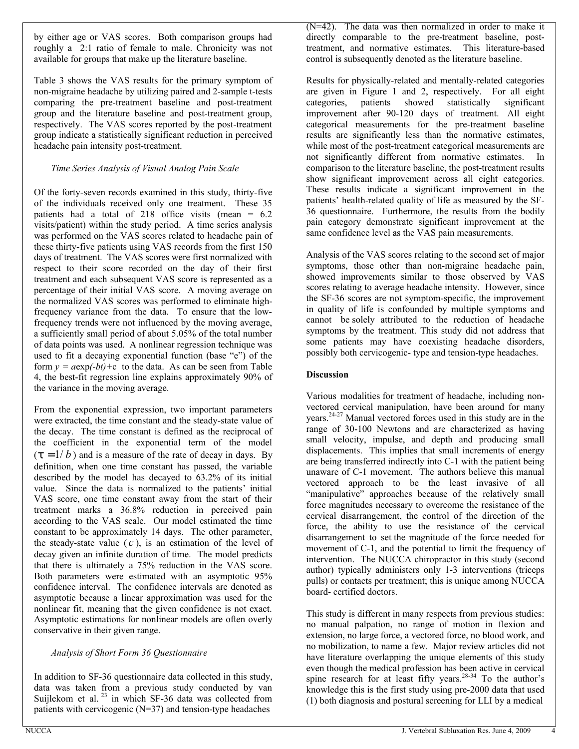by either age or VAS scores. Both comparison groups had roughly a 2:1 ratio of female to male. Chronicity was not available for groups that make up the literature baseline.

Table 3 shows the VAS results for the primary symptom of non-migraine headache by utilizing paired and 2-sample t-tests comparing the pre-treatment baseline and post-treatment group and the literature baseline and post-treatment group, respectively. The VAS scores reported by the post-treatment group indicate a statistically significant reduction in perceived headache pain intensity post-treatment.

*Time Series Analysis of Visual Analog Pain Scale*

Of the forty-seven records examined in this study, thirty-five of the individuals received only one treatment. These 35 patients had a total of 218 office visits (mean = 6.2 visits/patient) within the study period. A time series analysis was performed on the VAS scores related to headache pain of these thirty-five patients using VAS records from the first 150 days of treatment. The VAS scores were first normalized with respect to their score recorded on the day of their first treatment and each subsequent VAS score is represented as a percentage of their initial VAS score. A moving average on the normalized VAS scores was performed to eliminate high-frequency variance from the data. To ensure that the low-frequency trends were not influenced by the moving average, a sufficiently small period of about 5.05% of the total number of data points was used. A nonlinear regression technique was used to fit a decaying exponential function (base "e") of the form $y = a\exp(-bt)+c$ to the data. As can be seen from Table 4, the best-fit regression line explains approximately 90% of the variance in the moving average.

From the exponential expression, two important parameters were extracted, the time constant and the steady-state value of the decay. The time constant is defined as the reciprocal of the coefficient in the exponential term of the model ($\tau = 1/b$) and is a measure of the rate of decay in days. By definition, when one time constant has passed, the variable described by the model has decayed to 63.2% of its initial value. Since the data is normalized to the patients' initial VAS score, one time constant away from the start of their treatment marks a 36.8% reduction in perceived pain according to the VAS scale. Our model estimated the time constant to be approximately 14 days. The other parameter, the steady-state value ($c$), is an estimation of the level of decay given an infinite duration of time. The model predicts that there is ultimately a 75% reduction in the VAS score. Both parameters were estimated with an asymptotic 95% confidence interval. The confidence intervals are denoted as asymptotic because a linear approximation was used for the nonlinear fit, meaning that the given confidence is not exact. Asymptotic estimations for nonlinear models are often overly conservative in their given range.

*Analysis of Short Form 36 Questionnaire*

In addition to SF-36 questionnaire data collected in this study, data was taken from a previous study conducted by van Suijlekom et al. [23] in which SF-36 data was collected from patients with cervicogenic (N=37) and tension-type headaches (N=42). The data was then normalized in order to make it directly comparable to the pre-treatment baseline, post-treatment, and normative estimates. This literature-based control is subsequently denoted as the literature baseline.

Results for physically-related and mentally-related categories are given in Figure 1 and 2, respectively. For all eight categories, patients showed statistically significant improvement after 90-120 days of treatment. All eight categorical measurements for the pre-treatment baseline results are significantly less than the normative estimates, while most of the post-treatment categorical measurements are not significantly different from normative estimates. In comparison to the literature baseline, the post-treatment results show significant improvement across all eight categories. These results indicate a significant improvement in the patients' health-related quality of life as measured by the SF-36 questionnaire. Furthermore, the results from the bodily pain category demonstrate significant improvement at the same confidence level as the VAS pain measurements.

Analysis of the VAS scores relating to the second set of major symptoms, those other than non-migraine headache pain, showed improvements similar to those observed by VAS scores relating to average headache intensity. However, since the SF-36 scores are not symptom-specific, the improvement in quality of life is confounded by multiple symptoms and cannot be solely attributed to the reduction of headache symptoms by the treatment. This study did not address that some patients may have coexisting headache disorders, possibly both cervicogenic- type and tension-type headaches.

## Discussion

Various modalities for treatment of headache, including non-vectored cervical manipulation, have been around for many years.[24-27] Manual vectored forces used in this study are in the range of 30-100 Newtons and are characterized as having small velocity, impulse, and depth and producing small displacements. This implies that small increments of energy are being transferred indirectly into C-1 with the patient being unaware of C-1 movement. The authors believe this manual vectored approach to be the least invasive of all "manipulative" approaches because of the relatively small force magnitudes necessary to overcome the resistance of the cervical disarrangement, the control of the direction of the force, the ability to use the resistance of the cervical disarrangement to set the magnitude of the force needed for movement of C-1, and the potential to limit the frequency of intervention. The NUCCA chiropractor in this study (second author) typically administers only 1-3 interventions (triceps pulls) or contacts per treatment; this is unique among NUCCA board- certified doctors.

This study is different in many respects from previous studies: no manual palpation, no range of motion in flexion and extension, no large force, a vectored force, no blood work, and no mobilization, to name a few. Major review articles did not have literature overlapping the unique elements of this study even though the medical profession has been active in cervical spine research for at least fifty years.[28-34] To the author's knowledge this is the first study using pre-2000 data that used (1) both diagnosis and postural screening for LLI by a medical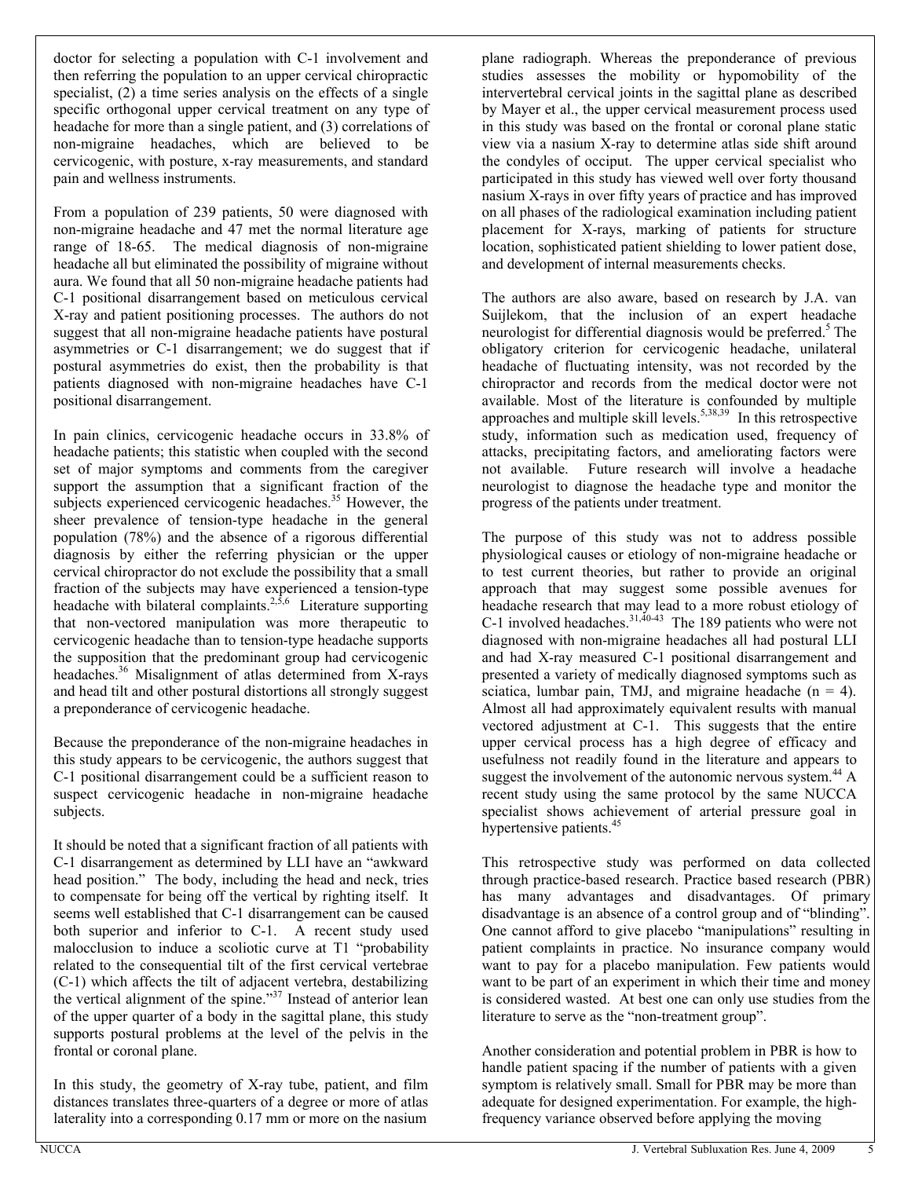doctor for selecting a population with C-1 involvement and then referring the population to an upper cervical chiropractic specialist, (2) a time series analysis on the effects of a single specific orthogonal upper cervical treatment on any type of headache for more than a single patient, and (3) correlations of non-migraine headaches, which are believed to be cervicogenic, with posture, x-ray measurements, and standard pain and wellness instruments.

From a population of 239 patients, 50 were diagnosed with non-migraine headache and 47 met the normal literature age range of 18-65. The medical diagnosis of non-migraine headache all but eliminated the possibility of migraine without aura. We found that all 50 non-migraine headache patients had C-1 positional disarrangement based on meticulous cervical X-ray and patient positioning processes. The authors do not suggest that all non-migraine headache patients have postural asymmetries or C-1 disarrangement; we do suggest that if postural asymmetries do exist, then the probability is that patients diagnosed with non-migraine headaches have C-1 positional disarrangement.

In pain clinics, cervicogenic headache occurs in 33.8% of headache patients; this statistic when coupled with the second set of major symptoms and comments from the caregiver support the assumption that a significant fraction of the subjects experienced cervicogenic headaches.[35] However, the sheer prevalence of tension-type headache in the general population (78%) and the absence of a rigorous differential diagnosis by either the referring physician or the upper cervical chiropractor do not exclude the possibility that a small fraction of the subjects may have experienced a tension-type headache with bilateral complaints.[2,5,6] Literature supporting that non-vectored manipulation was more therapeutic to cervicogenic headache than to tension-type headache supports the supposition that the predominant group had cervicogenic headaches.[36] Misalignment of atlas determined from X-rays and head tilt and other postural distortions all strongly suggest a preponderance of cervicogenic headache.

Because the preponderance of the non-migraine headaches in this study appears to be cervicogenic, the authors suggest that C-1 positional disarrangement could be a sufficient reason to suspect cervicogenic headache in non-migraine headache subjects.

It should be noted that a significant fraction of all patients with C-1 disarrangement as determined by LLI have an "awkward head position." The body, including the head and neck, tries to compensate for being off the vertical by righting itself. It seems well established that C-1 disarrangement can be caused both superior and inferior to C-1. A recent study used malocclusion to induce a scoliotic curve at T1 "probability related to the consequential tilt of the first cervical vertebrae (C-1) which affects the tilt of adjacent vertebra, destabilizing the vertical alignment of the spine."[37] Instead of anterior lean of the upper quarter of a body in the sagittal plane, this study supports postural problems at the level of the pelvis in the frontal or coronal plane.

In this study, the geometry of X-ray tube, patient, and film distances translates three-quarters of a degree or more of atlas laterality into a corresponding 0.17 mm or more on the nasium plane radiograph. Whereas the preponderance of previous studies assesses the mobility or hypomobility of the intervertebral cervical joints in the sagittal plane as described by Mayer et al., the upper cervical measurement process used in this study was based on the frontal or coronal plane static view via a nasium X-ray to determine atlas side shift around the condyles of occiput. The upper cervical specialist who participated in this study has viewed well over forty thousand nasium X-rays in over fifty years of practice and has improved on all phases of the radiological examination including patient placement for X-rays, marking of patients for structure location, sophisticated patient shielding to lower patient dose, and development of internal measurements checks.

The authors are also aware, based on research by J.A. van Suijlekom, that the inclusion of an expert headache neurologist for differential diagnosis would be preferred.[5] The obligatory criterion for cervicogenic headache, unilateral headache of fluctuating intensity, was not recorded by the chiropractor and records from the medical doctor were not available. Most of the literature is confounded by multiple approaches and multiple skill levels.[5,38,39] In this retrospective study, information such as medication used, frequency of attacks, precipitating factors, and ameliorating factors were not available. Future research will involve a headache neurologist to diagnose the headache type and monitor the progress of the patients under treatment.

The purpose of this study was not to address possible physiological causes or etiology of non-migraine headache or to test current theories, but rather to provide an original approach that may suggest some possible avenues for headache research that may lead to a more robust etiology of C-1 involved headaches.[31,40-43] The 189 patients who were not diagnosed with non-migraine headaches all had postural LLI and had X-ray measured C-1 positional disarrangement and presented a variety of medically diagnosed symptoms such as sciatica, lumbar pain, TMJ, and migraine headache (n = 4). Almost all had approximately equivalent results with manual vectored adjustment at C-1. This suggests that the entire upper cervical process has a high degree of efficacy and usefulness not readily found in the literature and appears to suggest the involvement of the autonomic nervous system.[44] A recent study using the same protocol by the same NUCCA specialist shows achievement of arterial pressure goal in hypertensive patients.[45]

This retrospective study was performed on data collected through practice-based research. Practice based research (PBR) has many advantages and disadvantages. Of primary disadvantage is an absence of a control group and of "blinding". One cannot afford to give placebo "manipulations" resulting in patient complaints in practice. No insurance company would want to pay for a placebo manipulation. Few patients would want to be part of an experiment in which their time and money is considered wasted. At best one can only use studies from the literature to serve as the "non-treatment group".

Another consideration and potential problem in PBR is how to handle patient spacing if the number of patients with a given symptom is relatively small. Small for PBR may be more than adequate for designed experimentation. For example, the high-frequency variance observed before applying the moving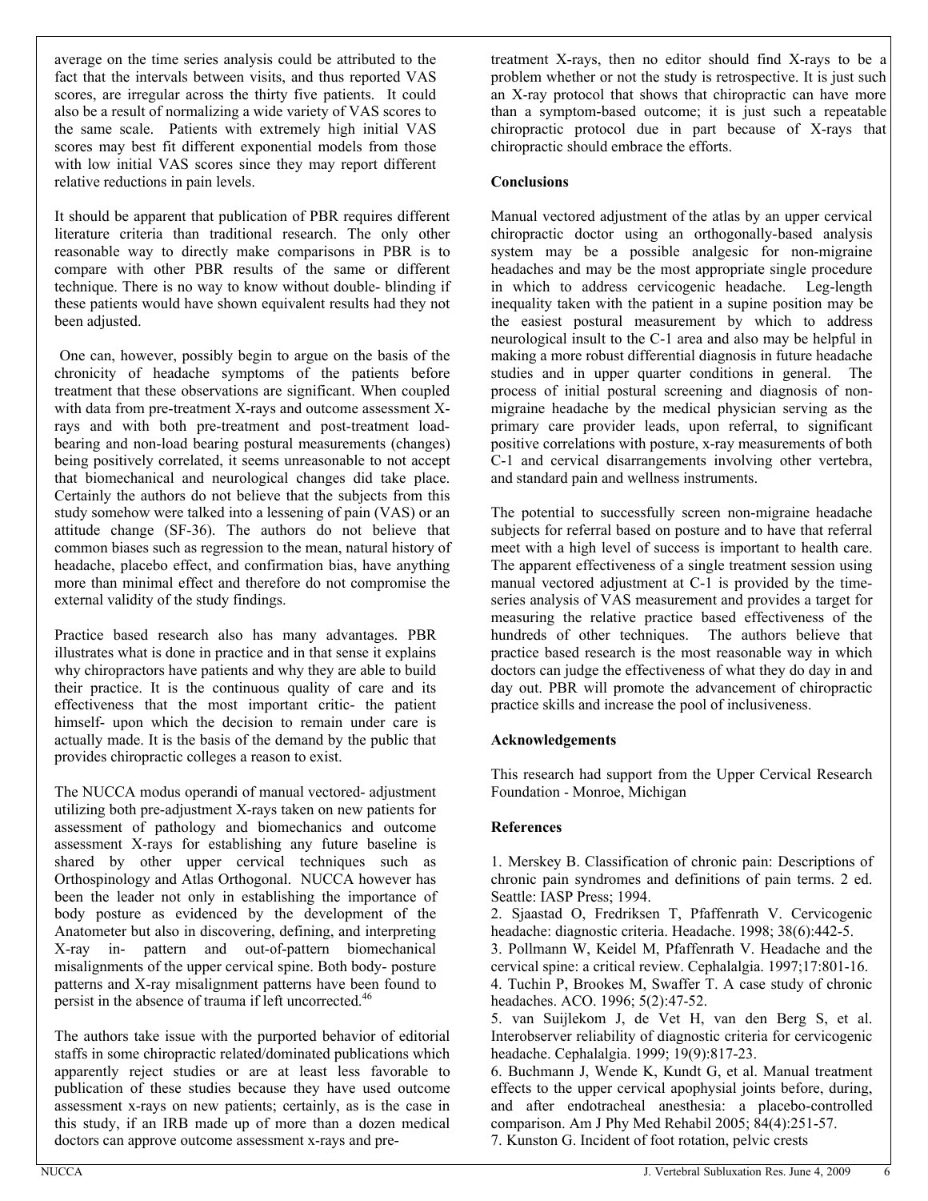average on the time series analysis could be attributed to the fact that the intervals between visits, and thus reported VAS scores, are irregular across the thirty five patients. It could also be a result of normalizing a wide variety of VAS scores to the same scale. Patients with extremely high initial VAS scores may best fit different exponential models from those with low initial VAS scores since they may report different relative reductions in pain levels.

It should be apparent that publication of PBR requires different literature criteria than traditional research. The only other reasonable way to directly make comparisons in PBR is to compare with other PBR results of the same or different technique. There is no way to know without double- blinding if these patients would have shown equivalent results had they not been adjusted.

One can, however, possibly begin to argue on the basis of the chronicity of headache symptoms of the patients before treatment that these observations are significant. When coupled with data from pre-treatment X-rays and outcome assessment X-rays and with both pre-treatment and post-treatment load-bearing and non-load bearing postural measurements (changes) being positively correlated, it seems unreasonable to not accept that biomechanical and neurological changes did take place. Certainly the authors do not believe that the subjects from this study somehow were talked into a lessening of pain (VAS) or an attitude change (SF-36). The authors do not believe that common biases such as regression to the mean, natural history of headache, placebo effect, and confirmation bias, have anything more than minimal effect and therefore do not compromise the external validity of the study findings.

Practice based research also has many advantages. PBR illustrates what is done in practice and in that sense it explains why chiropractors have patients and why they are able to build their practice. It is the continuous quality of care and its effectiveness that the most important critic- the patient himself- upon which the decision to remain under care is actually made. It is the basis of the demand by the public that provides chiropractic colleges a reason to exist.

The NUCCA modus operandi of manual vectored- adjustment utilizing both pre-adjustment X-rays taken on new patients for assessment of pathology and biomechanics and outcome assessment X-rays for establishing any future baseline is shared by other upper cervical techniques such as Orthospinology and Atlas Orthogonal. NUCCA however has been the leader not only in establishing the importance of body posture as evidenced by the development of the Anatometer but also in discovering, defining, and interpreting X-ray in- pattern and out-of-pattern biomechanical misalignments of the upper cervical spine. Both body- posture patterns and X-ray misalignment patterns have been found to persist in the absence of trauma if left uncorrected.[46]

The authors take issue with the purported behavior of editorial staffs in some chiropractic related/dominated publications which apparently reject studies or are at least less favorable to publication of these studies because they have used outcome assessment x-rays on new patients; certainly, as is the case in this study, if an IRB made up of more than a dozen medical doctors can approve outcome assessment x-rays and pre-treatment X-rays, then no editor should find X-rays to be a problem whether or not the study is retrospective. It is just such an X-ray protocol that shows that chiropractic can have more than a symptom-based outcome; it is just such a repeatable chiropractic protocol due in part because of X-rays that chiropractic should embrace the efforts.

## Conclusions

Manual vectored adjustment of the atlas by an upper cervical chiropractic doctor using an orthogonally-based analysis system may be a possible analgesic for non-migraine headaches and may be the most appropriate single procedure in which to address cervicogenic headache. Leg-length inequality taken with the patient in a supine position may be the easiest postural measurement by which to address neurological insult to the C-1 area and also may be helpful in making a more robust differential diagnosis in future headache studies and in upper quarter conditions in general. The process of initial postural screening and diagnosis of non-migraine headache by the medical physician serving as the primary care provider leads, upon referral, to significant positive correlations with posture, x-ray measurements of both C-1 and cervical disarrangements involving other vertebra, and standard pain and wellness instruments.

The potential to successfully screen non-migraine headache subjects for referral based on posture and to have that referral meet with a high level of success is important to health care. The apparent effectiveness of a single treatment session using manual vectored adjustment at C-1 is provided by the time-series analysis of VAS measurement and provides a target for measuring the relative practice based effectiveness of the hundreds of other techniques. The authors believe that practice based research is the most reasonable way in which doctors can judge the effectiveness of what they do day in and day out. PBR will promote the advancement of chiropractic practice skills and increase the pool of inclusiveness.

## Acknowledgements

This research had support from the Upper Cervical Research Foundation - Monroe, Michigan

## References

1. Merskey B. Classification of chronic pain: Descriptions of chronic pain syndromes and definitions of pain terms. 2 ed. Seattle: IASP Press; 1994.
2. Sjaastad O, Fredriksen T, Pfaffenrath V. Cervicogenic headache: diagnostic criteria. Headache. 1998; 38(6):442-5.
3. Pollmann W, Keidel M, Pfaffenrath V. Headache and the cervical spine: a critical review. Cephalalgia. 1997;17:801-16.
4. Tuchin P, Brookes M, Swaffer T. A case study of chronic headaches. ACO. 1996; 5(2):47-52.
5. van Suijlekom J, de Vet H, van den Berg S, et al. Interobserver reliability of diagnostic criteria for cervicogenic headache. Cephalalgia. 1999; 19(9):817-23.
6. Buchmann J, Wende K, Kundt G, et al. Manual treatment effects to the upper cervical apophysial joints before, during, and after endotracheal anesthesia: a placebo-controlled comparison. Am J Phy Med Rehabil 2005; 84(4):251-57.
7. Kunston G. Incident of foot rotation, pelvic crests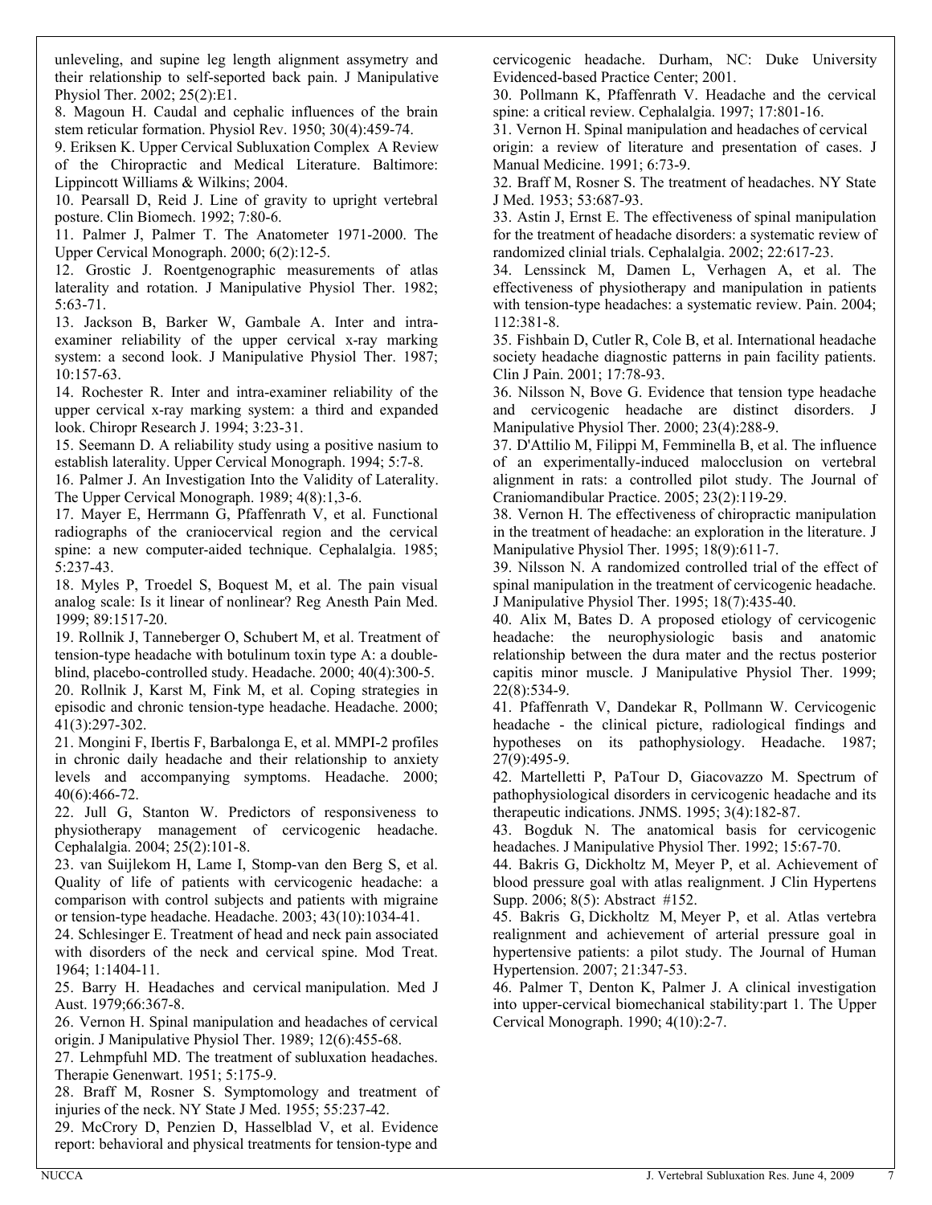unleveling, and supine leg length alignment assymetry and their relationship to self-seported back pain. J Manipulative Physiol Ther. 2002; 25(2):E1.

8. Magoun H. Caudal and cephalic influences of the brain stem reticular formation. Physiol Rev. 1950; 30(4):459-74.

9. Eriksen K. Upper Cervical Subluxation Complex A Review of the Chiropractic and Medical Literature. Baltimore: Lippincott Williams & Wilkins; 2004.

10. Pearsall D, Reid J. Line of gravity to upright vertebral posture. Clin Biomech. 1992; 7:80-6.

11. Palmer J, Palmer T. The Anatometer 1971-2000. The Upper Cervical Monograph. 2000; 6(2):12-5.

12. Grostic J. Roentgenographic measurements of atlas laterality and rotation. J Manipulative Physiol Ther. 1982; 5:63-71.

13. Jackson B, Barker W, Gambale A. Inter and intra-examiner reliability of the upper cervical x-ray marking system: a second look. J Manipulative Physiol Ther. 1987; 10:157-63.

14. Rochester R. Inter and intra-examiner reliability of the upper cervical x-ray marking system: a third and expanded look. Chiropr Research J. 1994; 3:23-31.

15. Seemann D. A reliability study using a positive nasium to establish laterality. Upper Cervical Monograph. 1994; 5:7-8.

16. Palmer J. An Investigation Into the Validity of Laterality. The Upper Cervical Monograph. 1989; 4(8):1,3-6.

17. Mayer E, Herrmann G, Pfaffenrath V, et al. Functional radiographs of the craniocervical region and the cervical spine: a new computer-aided technique. Cephalalgia. 1985; 5:237-43.

18. Myles P, Troedel S, Boquest M, et al. The pain visual analog scale: Is it linear of nonlinear? Reg Anesth Pain Med. 1999; 89:1517-20.

19. Rollnik J, Tanneberger O, Schubert M, et al. Treatment of tension-type headache with botulinum toxin type A: a double-blind, placebo-controlled study. Headache. 2000; 40(4):300-5.

20. Rollnik J, Karst M, Fink M, et al. Coping strategies in episodic and chronic tension-type headache. Headache. 2000; 41(3):297-302.

21. Mongini F, Ibertis F, Barbalonga E, et al. MMPI-2 profiles in chronic daily headache and their relationship to anxiety levels and accompanying symptoms. Headache. 2000; 40(6):466-72.

22. Jull G, Stanton W. Predictors of responsiveness to physiotherapy management of cervicogenic headache. Cephalalgia. 2004; 25(2):101-8.

23. van Suijlekom H, Lame I, Stomp-van den Berg S, et al. Quality of life of patients with cervicogenic headache: a comparison with control subjects and patients with migraine or tension-type headache. Headache. 2003; 43(10):1034-41.

24. Schlesinger E. Treatment of head and neck pain associated with disorders of the neck and cervical spine. Mod Treat. 1964; 1:1404-11.

25. Barry H. Headaches and cervical manipulation. Med J Aust. 1979;66:367-8.

26. Vernon H. Spinal manipulation and headaches of cervical origin. J Manipulative Physiol Ther. 1989; 12(6):455-68.

27. Lehmpfuhl MD. The treatment of subluxation headaches. Therapie Genenwart. 1951; 5:175-9.

28. Braff M, Rosner S. Symptomology and treatment of injuries of the neck. NY State J Med. 1955; 55:237-42.

29. McCrory D, Penzien D, Hasselblad V, et al. Evidence report: behavioral and physical treatments for tension-type and cervicogenic headache. Durham, NC: Duke University Evidenced-based Practice Center; 2001.

30. Pollmann K, Pfaffenrath V. Headache and the cervical spine: a critical review. Cephalalgia. 1997; 17:801-16.

31. Vernon H. Spinal manipulation and headaches of cervical origin: a review of literature and presentation of cases. J Manual Medicine. 1991; 6:73-9.

32. Braff M, Rosner S. The treatment of headaches. NY State J Med. 1953; 53:687-93.

33. Astin J, Ernst E. The effectiveness of spinal manipulation for the treatment of headache disorders: a systematic review of randomized clinial trials. Cephalalgia. 2002; 22:617-23.

34. Lenssinck M, Damen L, Verhagen A, et al. The effectiveness of physiotherapy and manipulation in patients with tension-type headaches: a systematic review. Pain. 2004; 112:381-8.

35. Fishbain D, Cutler R, Cole B, et al. International headache society headache diagnostic patterns in pain facility patients. Clin J Pain. 2001; 17:78-93.

36. Nilsson N, Bove G. Evidence that tension type headache and cervicogenic headache are distinct disorders. J Manipulative Physiol Ther. 2000; 23(4):288-9.

37. D'Attilio M, Filippi M, Femminella B, et al. The influence of an experimentally-induced malocclusion on vertebral alignment in rats: a controlled pilot study. The Journal of Craniomandibular Practice. 2005; 23(2):119-29.

38. Vernon H. The effectiveness of chiropractic manipulation in the treatment of headache: an exploration in the literature. J Manipulative Physiol Ther. 1995; 18(9):611-7.

39. Nilsson N. A randomized controlled trial of the effect of spinal manipulation in the treatment of cervicogenic headache. J Manipulative Physiol Ther. 1995; 18(7):435-40.

40. Alix M, Bates D. A proposed etiology of cervicogenic headache: the neurophysiologic basis and anatomic relationship between the dura mater and the rectus posterior capitis minor muscle. J Manipulative Physiol Ther. 1999; 22(8):534-9.

41. Pfaffenrath V, Dandekar R, Pollmann W. Cervicogenic headache - the clinical picture, radiological findings and hypotheses on its pathophysiology. Headache. 1987; 27(9):495-9.

42. Martelletti P, PaTour D, Giacovazzo M. Spectrum of pathophysiological disorders in cervicogenic headache and its therapeutic indications. JNMS. 1995; 3(4):182-87.

43. Bogduk N. The anatomical basis for cervicogenic headaches. J Manipulative Physiol Ther. 1992; 15:67-70.

44. Bakris G, Dickholtz M, Meyer P, et al. Achievement of blood pressure goal with atlas realignment. J Clin Hypertens Supp. 2006; 8(5): Abstract #152.

45. Bakris G, Dickholtz M, Meyer P, et al. Atlas vertebra realignment and achievement of arterial pressure goal in hypertensive patients: a pilot study. The Journal of Human Hypertension. 2007; 21:347-53.

46. Palmer T, Denton K, Palmer J. A clinical investigation into upper-cervical biomechanical stability:part 1. The Upper Cervical Monograph. 1990; 4(10):2-7.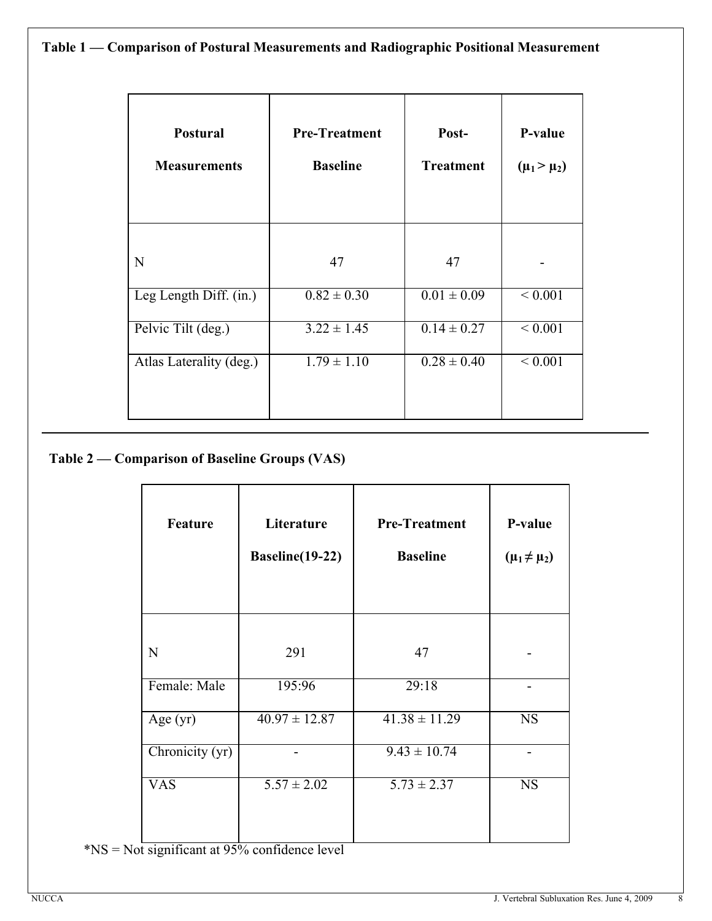**Table 1 — Comparison of Postural Measurements and Radiographic Positional Measurement**

| Postural Measurements | Pre-Treatment Baseline | Post-Treatment | P-value ($\mu_1 > \mu_2$) |
|---|---|---|---|
| N | 47 | 47 | - |
| Leg Length Diff. (in.) | 0.82 ± 0.30 | 0.01 ± 0.09 | < 0.001 |
| Pelvic Tilt (deg.) | 3.22 ± 1.45 | 0.14 ± 0.27 | < 0.001 |
| Atlas Laterality (deg.) | 1.79 ± 1.10 | 0.28 ± 0.40 | < 0.001 |

**Table 2 — Comparison of Baseline Groups (VAS)**

| Feature | Literature Baseline(19-22) | Pre-Treatment Baseline | P-value ($\mu_1 \neq \mu_2$) |
|---|---|---|---|
| N | 291 | 47 | - |
| Female: Male | 195:96 | 29:18 | - |
| Age (yr) | 40.97 ± 12.87 | 41.38 ± 11.29 | NS |
| Chronicity (yr) | - | 9.43 ± 10.74 | - |
| VAS | 5.57 ± 2.02 | 5.73 ± 2.37 | NS |

*NS = Not significant at 95% confidence level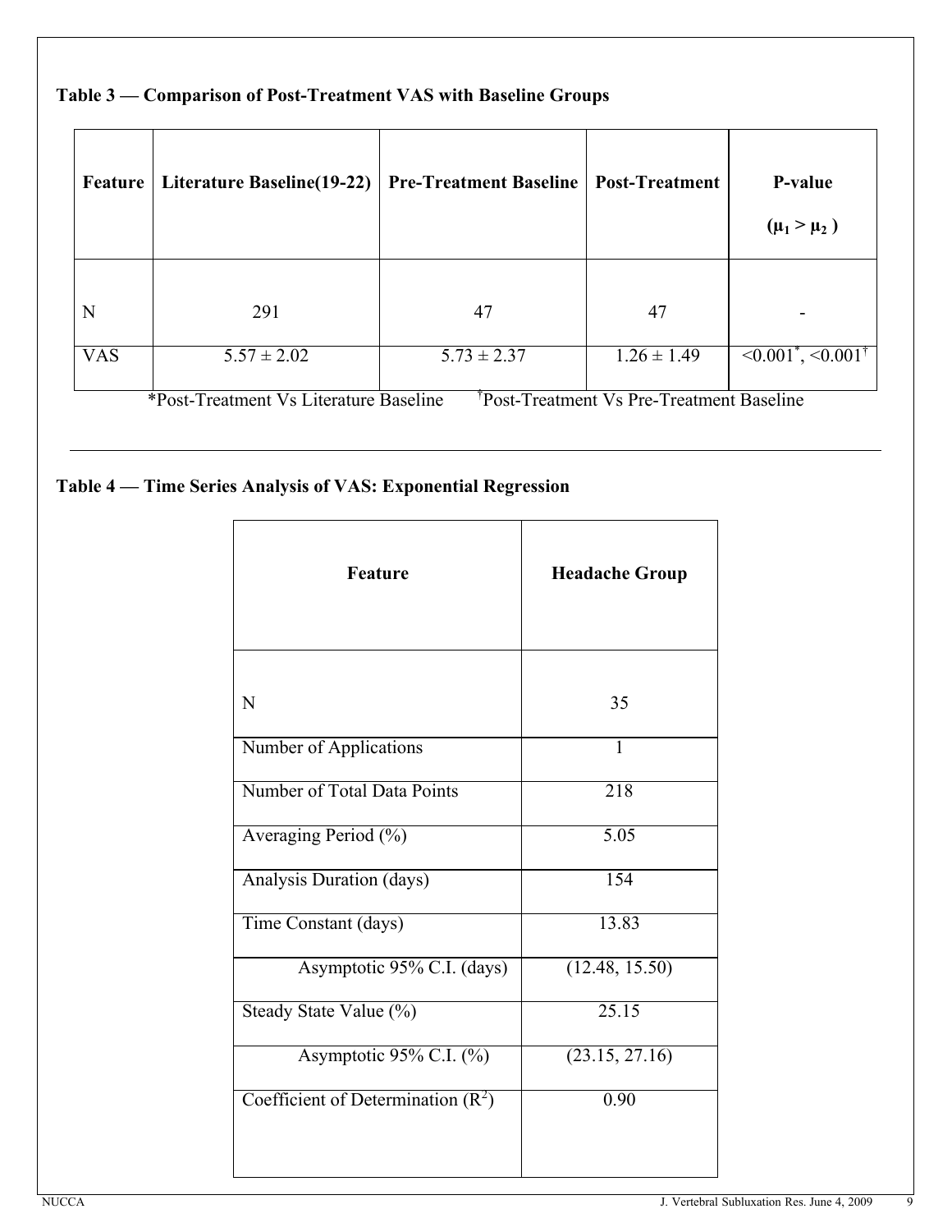**Table 3 — Comparison of Post-Treatment VAS with Baseline Groups**

| Feature | Literature Baseline(19-22) | Pre-Treatment Baseline | Post-Treatment | P-value ($\mu_1 > \mu_2$) |
|---|---|---|---|---|
| N | 291 | 47 | 47 | - |
| VAS | 5.57 ± 2.02 | 5.73 ± 2.37 | 1.26 ± 1.49 | <0.001*, <0.001† |

*Post-Treatment Vs Literature Baseline †Post-Treatment Vs Pre-Treatment Baseline

---

**Table 4 — Time Series Analysis of VAS: Exponential Regression**

| Feature | Headache Group |
|---|---|
| N | 35 |
| Number of Applications | 1 |
| Number of Total Data Points | 218 |
| Averaging Period (%) | 5.05 |
| Analysis Duration (days) | 154 |
| Time Constant (days) | 13.83 |
| Asymptotic 95% C.I. (days) | (12.48, 15.50) |
| Steady State Value (%) | 25.15 |
| Asymptotic 95% C.I. (%) | (23.15, 27.16) |
| Coefficient of Determination ($R^2$) | 0.90 |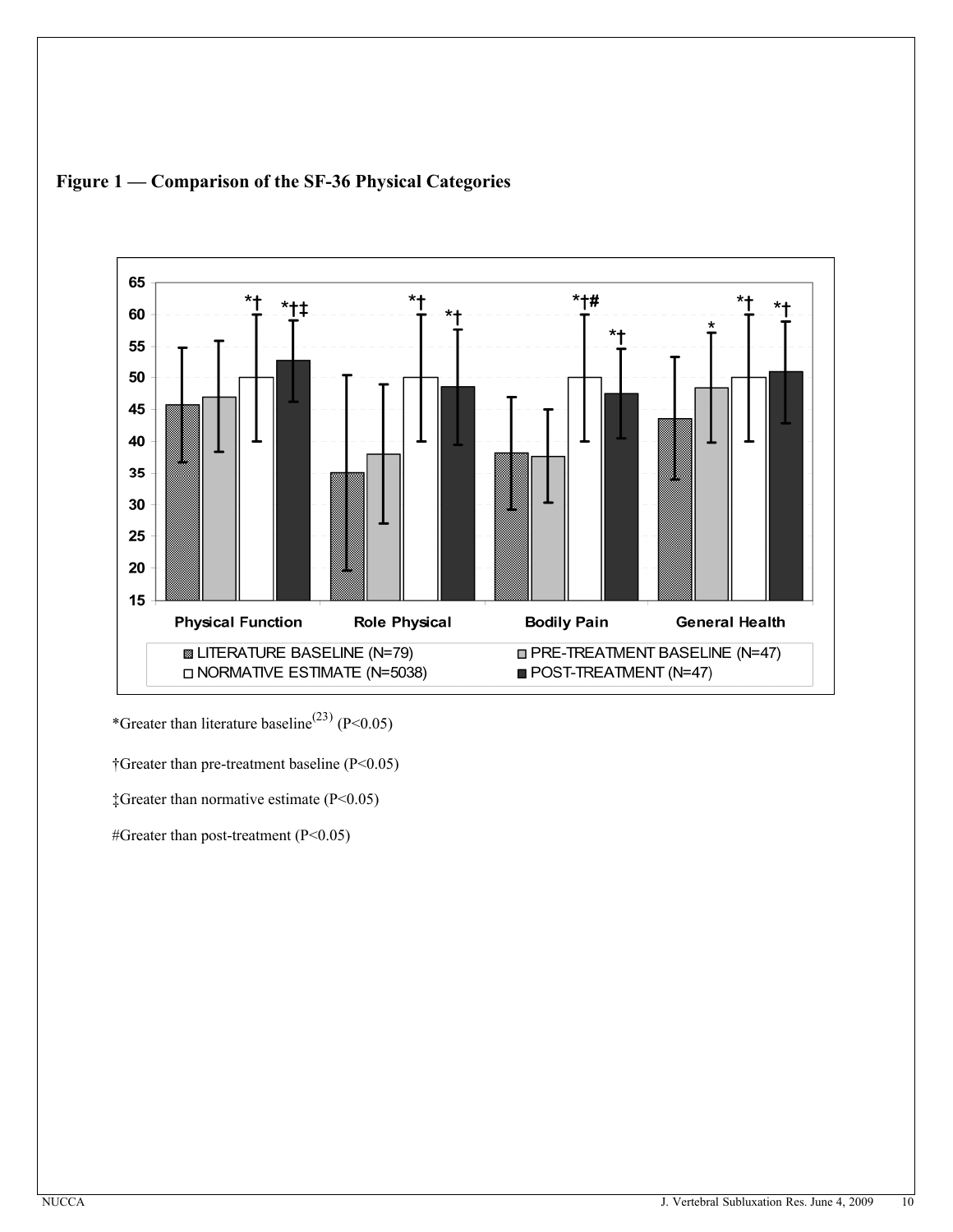**Figure 1 — Comparison of the SF-36 Physical Categories**

*Greater than literature baseline[23] ($P<0.05$)

†Greater than pre-treatment baseline ($P<0.05$)

‡Greater than normative estimate ($P<0.05$)

#Greater than post-treatment ($P<0.05$)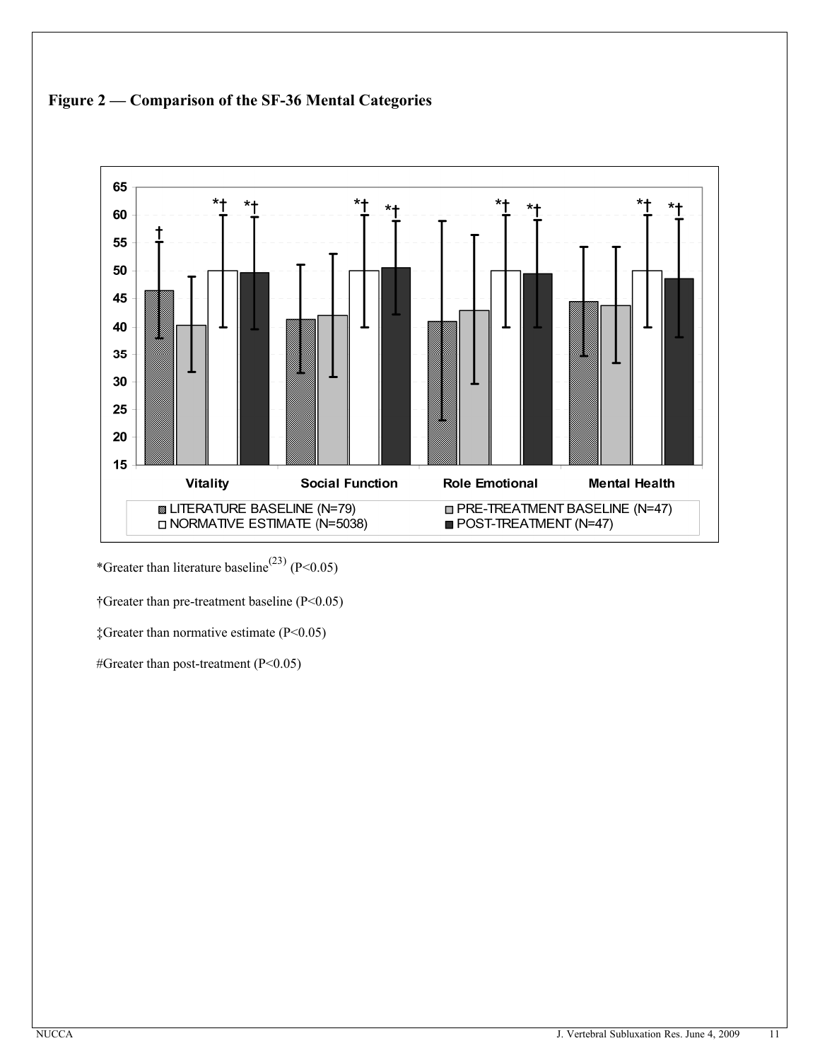**Figure 2 — Comparison of the SF-36 Mental Categories**

65
60
55
50
45
40
35
30
25
20
15

†
*† *†
*† *†
*† *†
*† *†

Vitality
Social Function
Role Emotional
Mental Health

LITERATURE BASELINE (N=79)
PRE-TREATMENT BASELINE (N=47)
NORMATIVE ESTIMATE (N=5038)
POST-TREATMENT (N=47)

*Greater than literature baseline[23] ($P<0.05$)

†Greater than pre-treatment baseline ($P<0.05$)

‡Greater than normative estimate ($P<0.05$)

#Greater than post-treatment ($P<0.05$)